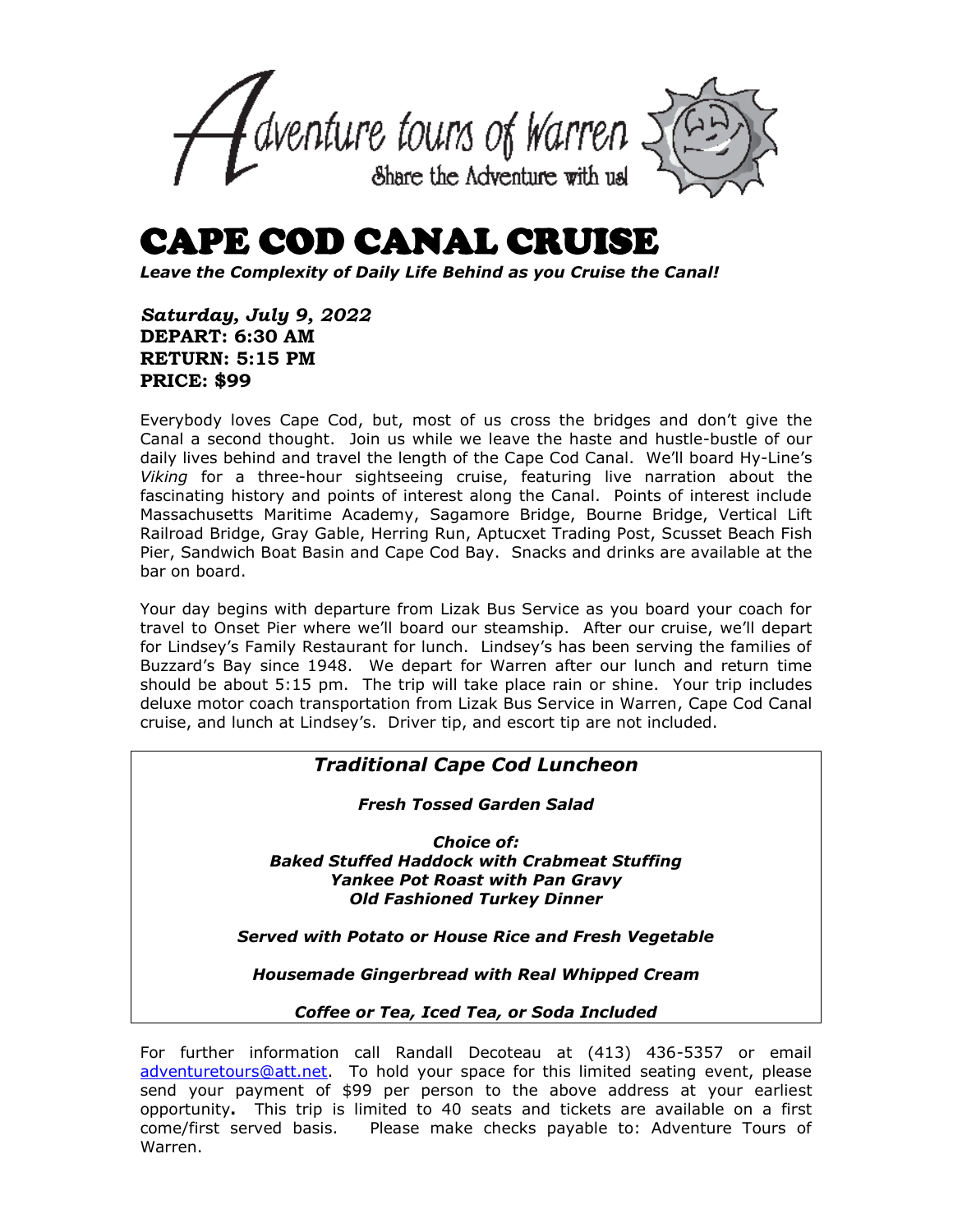Adventure tours of Warren

Share the Adventure with us!

# CAPE COD CANAL CRUISE

***Leave the Complexity of Daily Life Behind as you Cruise the Canal!***

***Saturday, July 9, 2022***
**DEPART: 6:30 AM**
**RETURN: 5:15 PM**
**PRICE: $99**

Everybody loves Cape Cod, but, most of us cross the bridges and don't give the Canal a second thought. Join us while we leave the haste and hustle-bustle of our daily lives behind and travel the length of the Cape Cod Canal. We'll board Hy-Line's *Viking* for a three-hour sightseeing cruise, featuring live narration about the fascinating history and points of interest along the Canal. Points of interest include Massachusetts Maritime Academy, Sagamore Bridge, Bourne Bridge, Vertical Lift Railroad Bridge, Gray Gable, Herring Run, Aptucxet Trading Post, Scusset Beach Fish Pier, Sandwich Boat Basin and Cape Cod Bay. Snacks and drinks are available at the bar on board.

Your day begins with departure from Lizak Bus Service as you board your coach for travel to Onset Pier where we'll board our steamship. After our cruise, we'll depart for Lindsey's Family Restaurant for lunch. Lindsey's has been serving the families of Buzzard's Bay since 1948. We depart for Warren after our lunch and return time should be about 5:15 pm. The trip will take place rain or shine. Your trip includes deluxe motor coach transportation from Lizak Bus Service in Warren, Cape Cod Canal cruise, and lunch at Lindsey's. Driver tip, and escort tip are not included.

## *Traditional Cape Cod Luncheon*

***Fresh Tossed Garden Salad***

***Choice of:***
***Baked Stuffed Haddock with Crabmeat Stuffing***
***Yankee Pot Roast with Pan Gravy***
***Old Fashioned Turkey Dinner***

***Served with Potato or House Rice and Fresh Vegetable***

***Housemade Gingerbread with Real Whipped Cream***

***Coffee or Tea, Iced Tea, or Soda Included***

For further information call Randall Decoteau at (413) 436-5357 or email adventuretours@att.net. To hold your space for this limited seating event, please send your payment of $99 per person to the above address at your earliest opportunity**.** This trip is limited to 40 seats and tickets are available on a first come/first served basis. Please make checks payable to: Adventure Tours of Warren.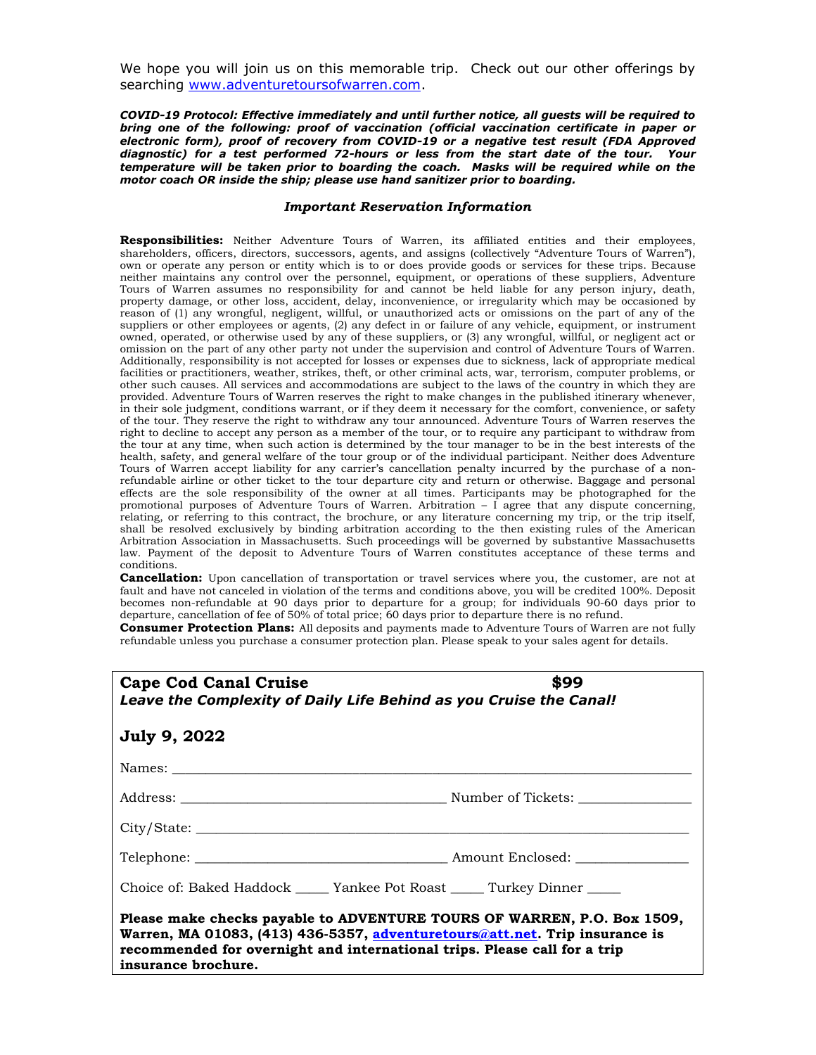We hope you will join us on this memorable trip. Check out our other offerings by searching www.adventuretoursofwarren.com.

***COVID-19 Protocol: Effective immediately and until further notice, all guests will be required to bring one of the following: proof of vaccination (official vaccination certificate in paper or electronic form), proof of recovery from COVID-19 or a negative test result (FDA Approved diagnostic) for a test performed 72-hours or less from the start date of the tour. Your temperature will be taken prior to boarding the coach. Masks will be required while on the motor coach OR inside the ship; please use hand sanitizer prior to boarding.***

### *Important Reservation Information*

**Responsibilities:** Neither Adventure Tours of Warren, its affiliated entities and their employees, shareholders, officers, directors, successors, agents, and assigns (collectively "Adventure Tours of Warren"), own or operate any person or entity which is to or does provide goods or services for these trips. Because neither maintains any control over the personnel, equipment, or operations of these suppliers, Adventure Tours of Warren assumes no responsibility for and cannot be held liable for any person injury, death, property damage, or other loss, accident, delay, inconvenience, or irregularity which may be occasioned by reason of (1) any wrongful, negligent, willful, or unauthorized acts or omissions on the part of any of the suppliers or other employees or agents, (2) any defect in or failure of any vehicle, equipment, or instrument owned, operated, or otherwise used by any of these suppliers, or (3) any wrongful, willful, or negligent act or omission on the part of any other party not under the supervision and control of Adventure Tours of Warren. Additionally, responsibility is not accepted for losses or expenses due to sickness, lack of appropriate medical facilities or practitioners, weather, strikes, theft, or other criminal acts, war, terrorism, computer problems, or other such causes. All services and accommodations are subject to the laws of the country in which they are provided. Adventure Tours of Warren reserves the right to make changes in the published itinerary whenever, in their sole judgment, conditions warrant, or if they deem it necessary for the comfort, convenience, or safety of the tour. They reserve the right to withdraw any tour announced. Adventure Tours of Warren reserves the right to decline to accept any person as a member of the tour, or to require any participant to withdraw from the tour at any time, when such action is determined by the tour manager to be in the best interests of the health, safety, and general welfare of the tour group or of the individual participant. Neither does Adventure Tours of Warren accept liability for any carrier's cancellation penalty incurred by the purchase of a non-refundable airline or other ticket to the tour departure city and return or otherwise. Baggage and personal effects are the sole responsibility of the owner at all times. Participants may be photographed for the promotional purposes of Adventure Tours of Warren. Arbitration – I agree that any dispute concerning, relating, or referring to this contract, the brochure, or any literature concerning my trip, or the trip itself, shall be resolved exclusively by binding arbitration according to the then existing rules of the American Arbitration Association in Massachusetts. Such proceedings will be governed by substantive Massachusetts law. Payment of the deposit to Adventure Tours of Warren constitutes acceptance of these terms and conditions.

**Cancellation:** Upon cancellation of transportation or travel services where you, the customer, are not at fault and have not canceled in violation of the terms and conditions above, you will be credited 100%. Deposit becomes non-refundable at 90 days prior to departure for a group; for individuals 90-60 days prior to departure, cancellation of fee of 50% of total price; 60 days prior to departure there is no refund.

**Consumer Protection Plans:** All deposits and payments made to Adventure Tours of Warren are not fully refundable unless you purchase a consumer protection plan. Please speak to your sales agent for details.

---

**Cape Cod Canal Cruise** **$99**

***Leave the Complexity of Daily Life Behind as you Cruise the Canal!***

**July 9, 2022**

Names: ______________________________________________________________

Address: ______________________________ Number of Tickets: ____________

City/State: ___________________________________________________________

Telephone: ____________________________ Amount Enclosed: _____________

Choice of: Baked Haddock _____ Yankee Pot Roast _____ Turkey Dinner _____

**Please make checks payable to ADVENTURE TOURS OF WARREN, P.O. Box 1509, Warren, MA 01083, (413) 436-5357, adventuretours@att.net. Trip insurance is recommended for overnight and international trips. Please call for a trip insurance brochure.**